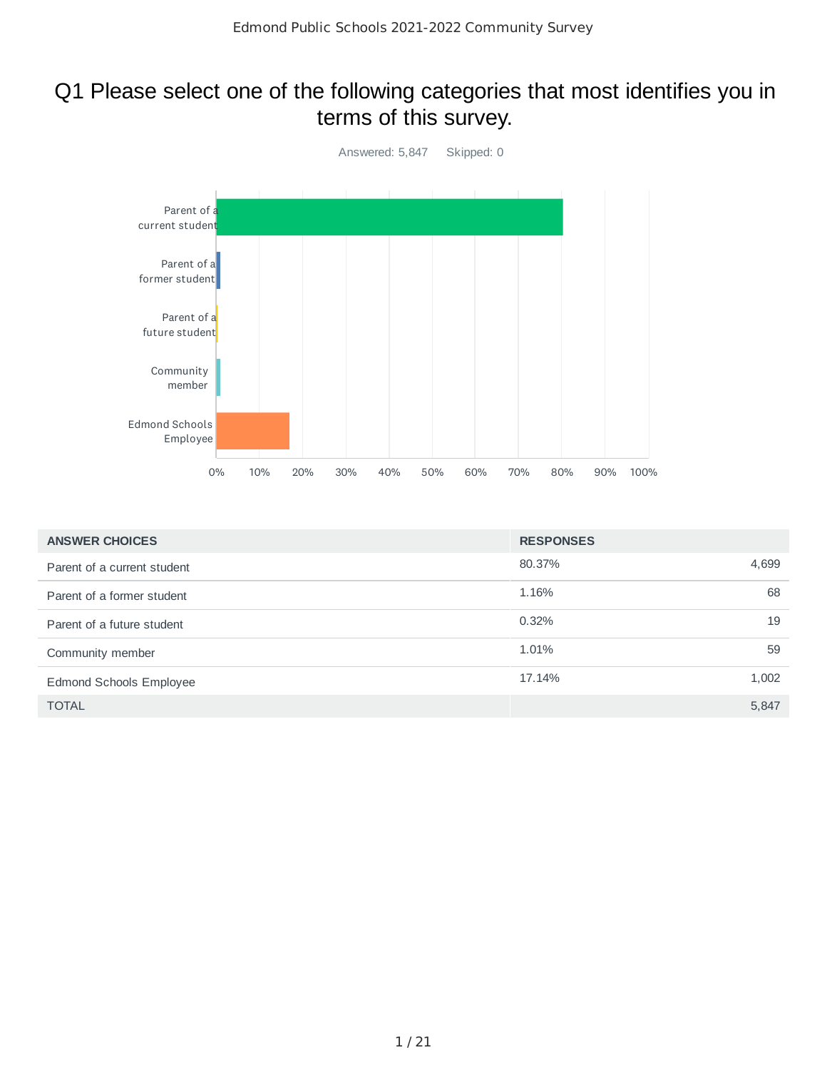# Q1 Please select one of the following categories that most identifies you in terms of this survey.

Answered: 5,847    Skipped: 0

| ANSWER CHOICES | RESPONSES | |
|---|---|---|
| Parent of a current student | 80.37% | 4,699 |
| Parent of a former student | 1.16% | 68 |
| Parent of a future student | 0.32% | 19 |
| Community member | 1.01% | 59 |
| Edmond Schools Employee | 17.14% | 1,002 |
| TOTAL | | 5,847 |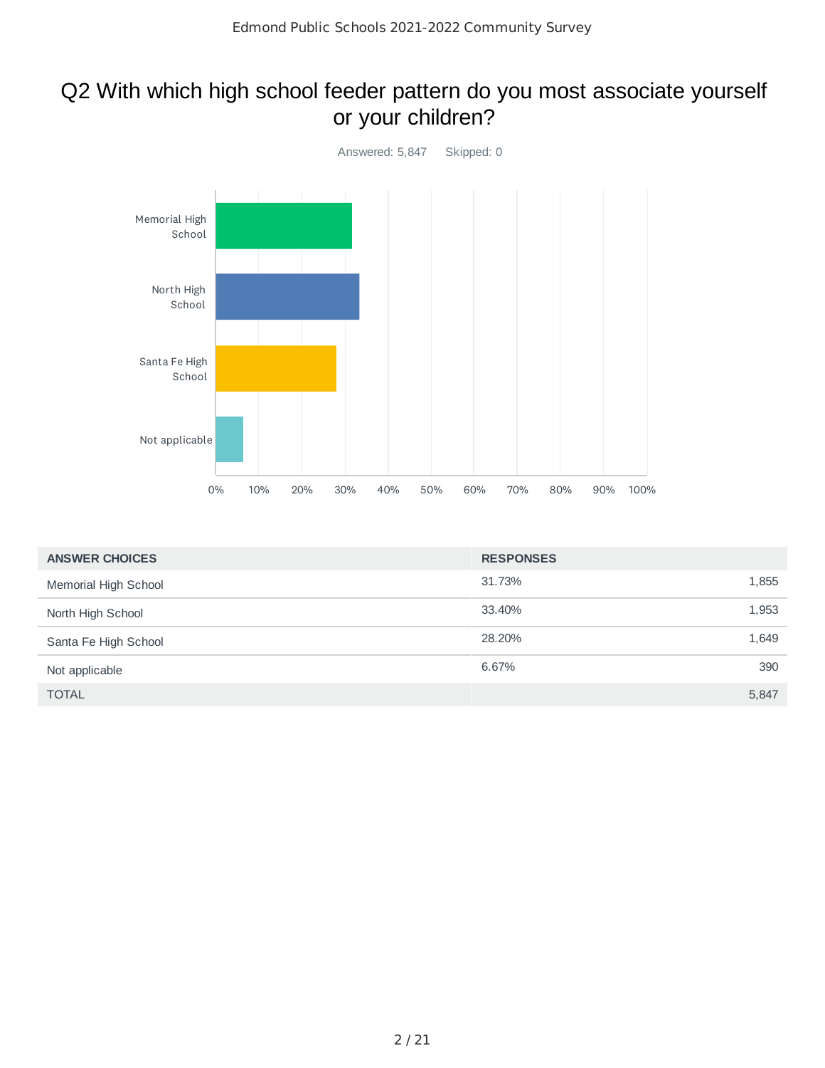## Q2 With which high school feeder pattern do you most associate yourself or your children?

Answered: 5,847 Skipped: 0

| ANSWER CHOICES | RESPONSES | |
|---|---|---|
| Memorial High School | 31.73% | 1,855 |
| North High School | 33.40% | 1,953 |
| Santa Fe High School | 28.20% | 1,649 |
| Not applicable | 6.67% | 390 |
| TOTAL | | 5,847 |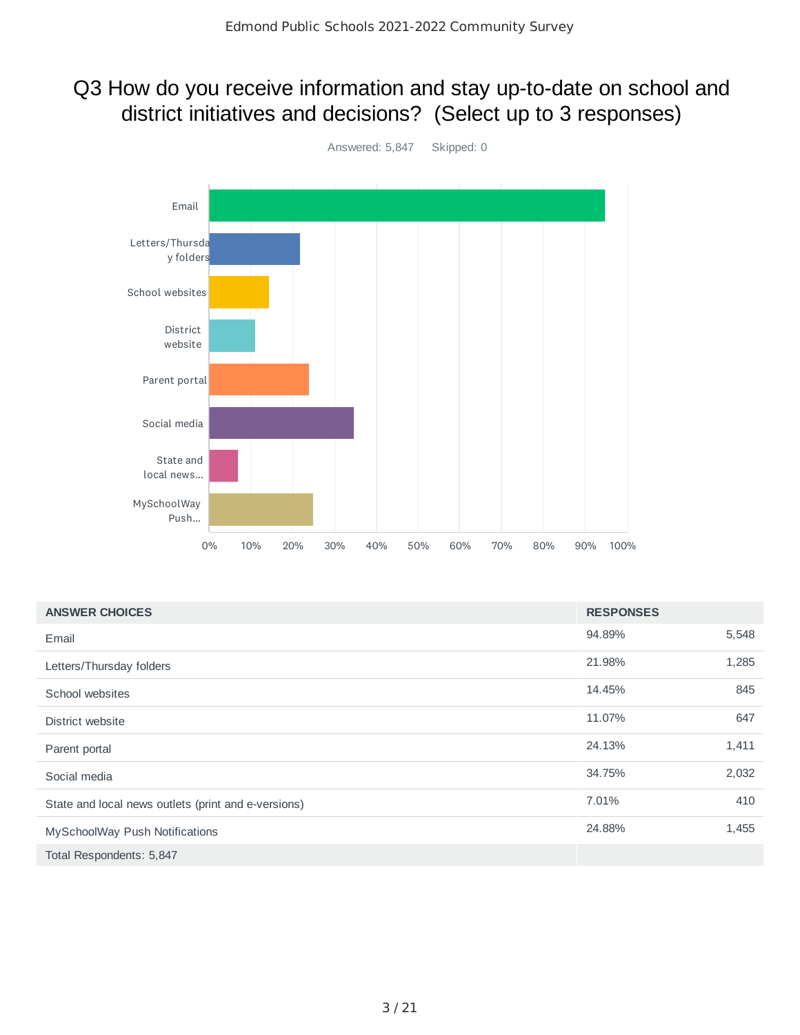# Q3 How do you receive information and stay up-to-date on school and district initiatives and decisions? (Select up to 3 responses)

Answered: 5,847 Skipped: 0

| ANSWER CHOICES | RESPONSES | |
|---|---|---|
| Email | 94.89% | 5,548 |
| Letters/Thursday folders | 21.98% | 1,285 |
| School websites | 14.45% | 845 |
| District website | 11.07% | 647 |
| Parent portal | 24.13% | 1,411 |
| Social media | 34.75% | 2,032 |
| State and local news outlets (print and e-versions) | 7.01% | 410 |
| MySchoolWay Push Notifications | 24.88% | 1,455 |
| Total Respondents: 5,847 | | |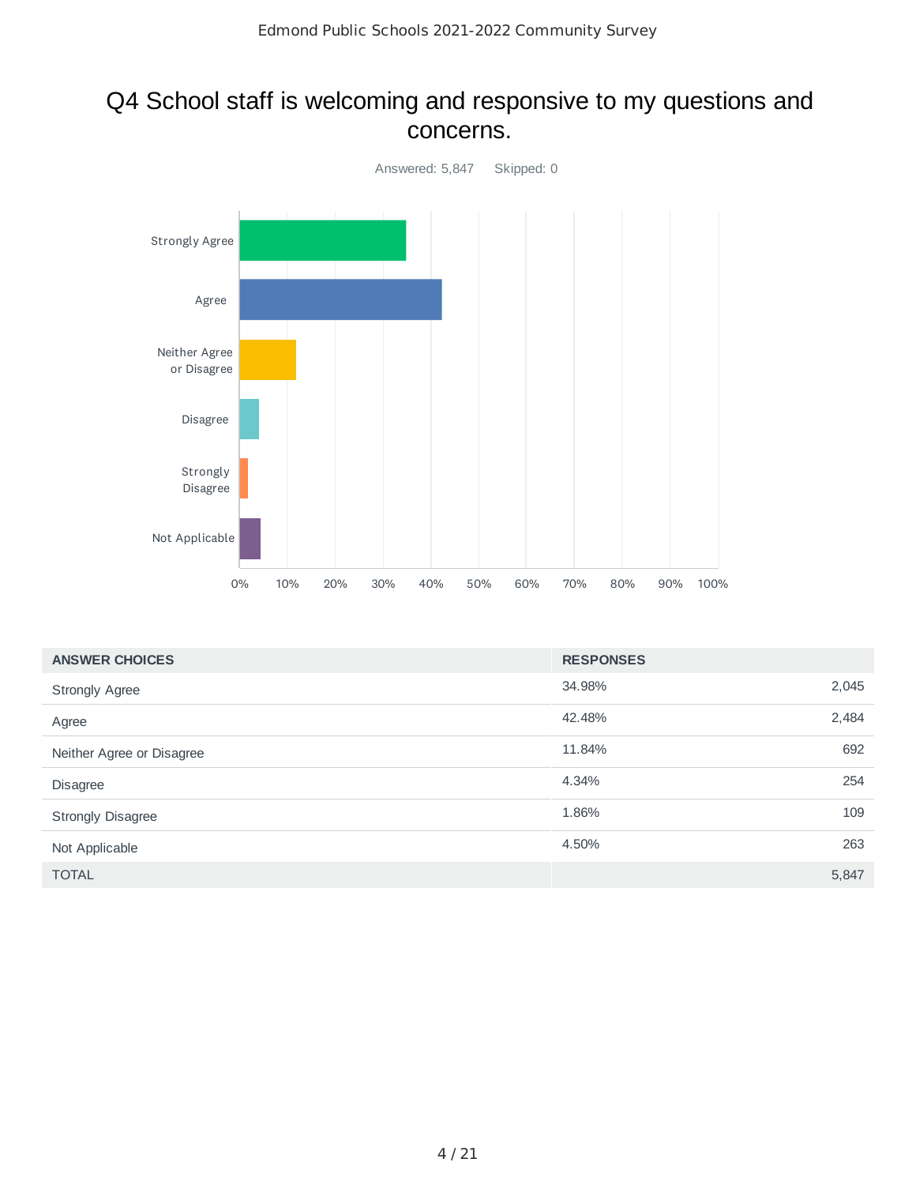# Q4 School staff is welcoming and responsive to my questions and concerns.

Answered: 5,847 Skipped: 0

| ANSWER CHOICES | RESPONSES | |
|---|---|---|
| Strongly Agree | 34.98% | 2,045 |
| Agree | 42.48% | 2,484 |
| Neither Agree or Disagree | 11.84% | 692 |
| Disagree | 4.34% | 254 |
| Strongly Disagree | 1.86% | 109 |
| Not Applicable | 4.50% | 263 |
| TOTAL | | 5,847 |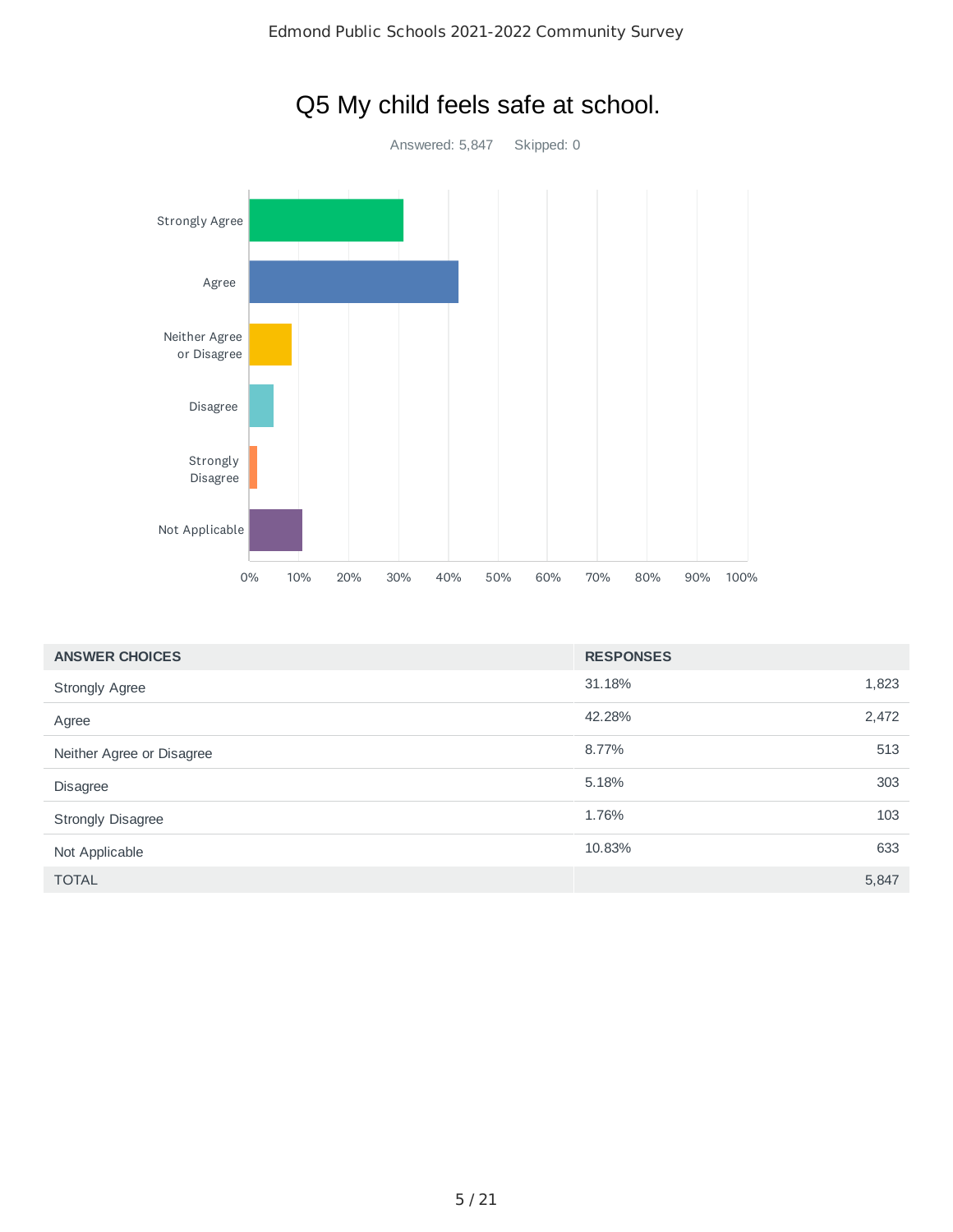# Q5 My child feels safe at school.

Answered: 5,847 Skipped: 0

| ANSWER CHOICES | RESPONSES | |
|---|---|---|
| Strongly Agree | 31.18% | 1,823 |
| Agree | 42.28% | 2,472 |
| Neither Agree or Disagree | 8.77% | 513 |
| Disagree | 5.18% | 303 |
| Strongly Disagree | 1.76% | 103 |
| Not Applicable | 10.83% | 633 |
| TOTAL | | 5,847 |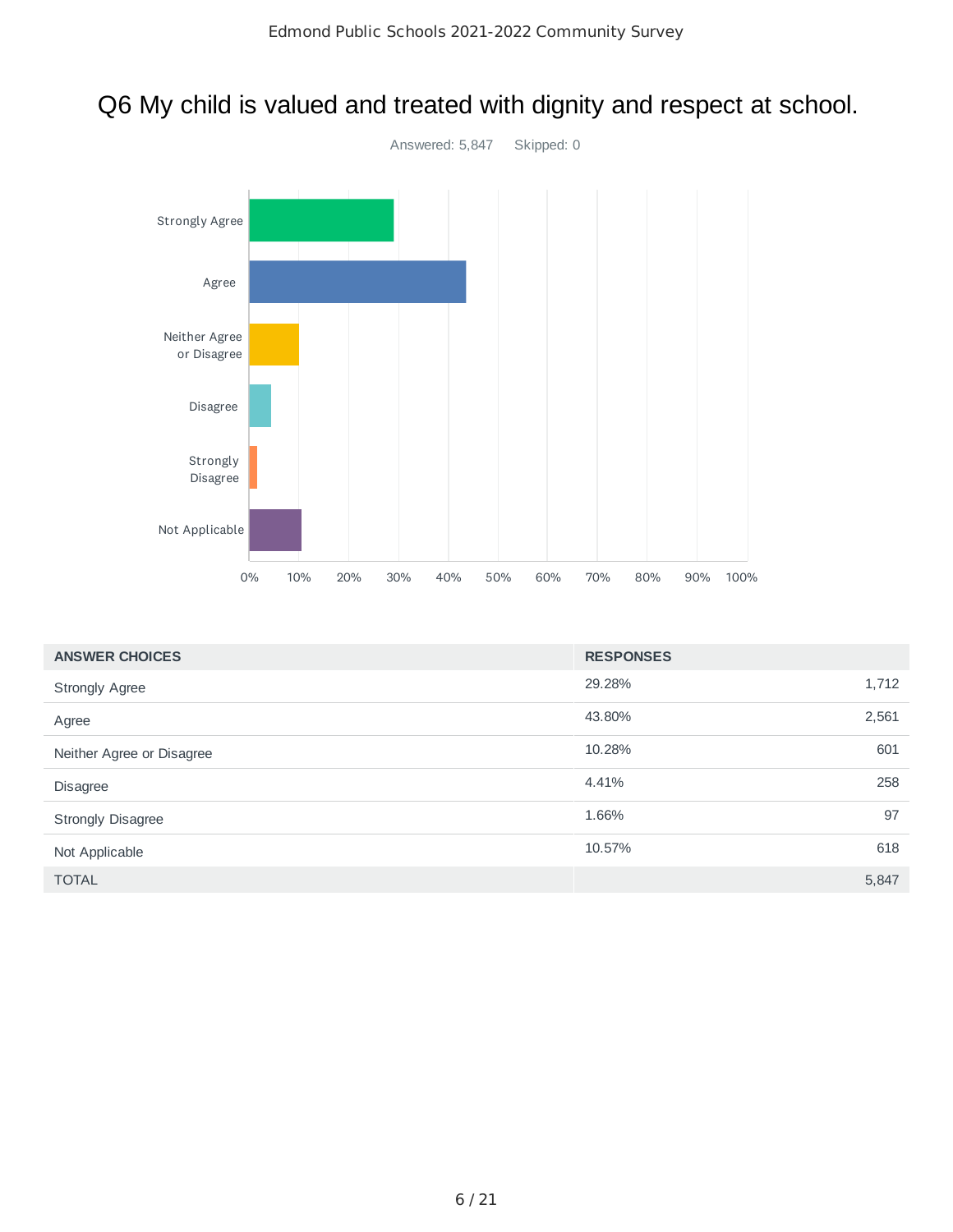# Q6 My child is valued and treated with dignity and respect at school.

Answered: 5,847 Skipped: 0

| ANSWER CHOICES | RESPONSES | |
|---|---|---|
| Strongly Agree | 29.28% | 1,712 |
| Agree | 43.80% | 2,561 |
| Neither Agree or Disagree | 10.28% | 601 |
| Disagree | 4.41% | 258 |
| Strongly Disagree | 1.66% | 97 |
| Not Applicable | 10.57% | 618 |
| TOTAL | | 5,847 |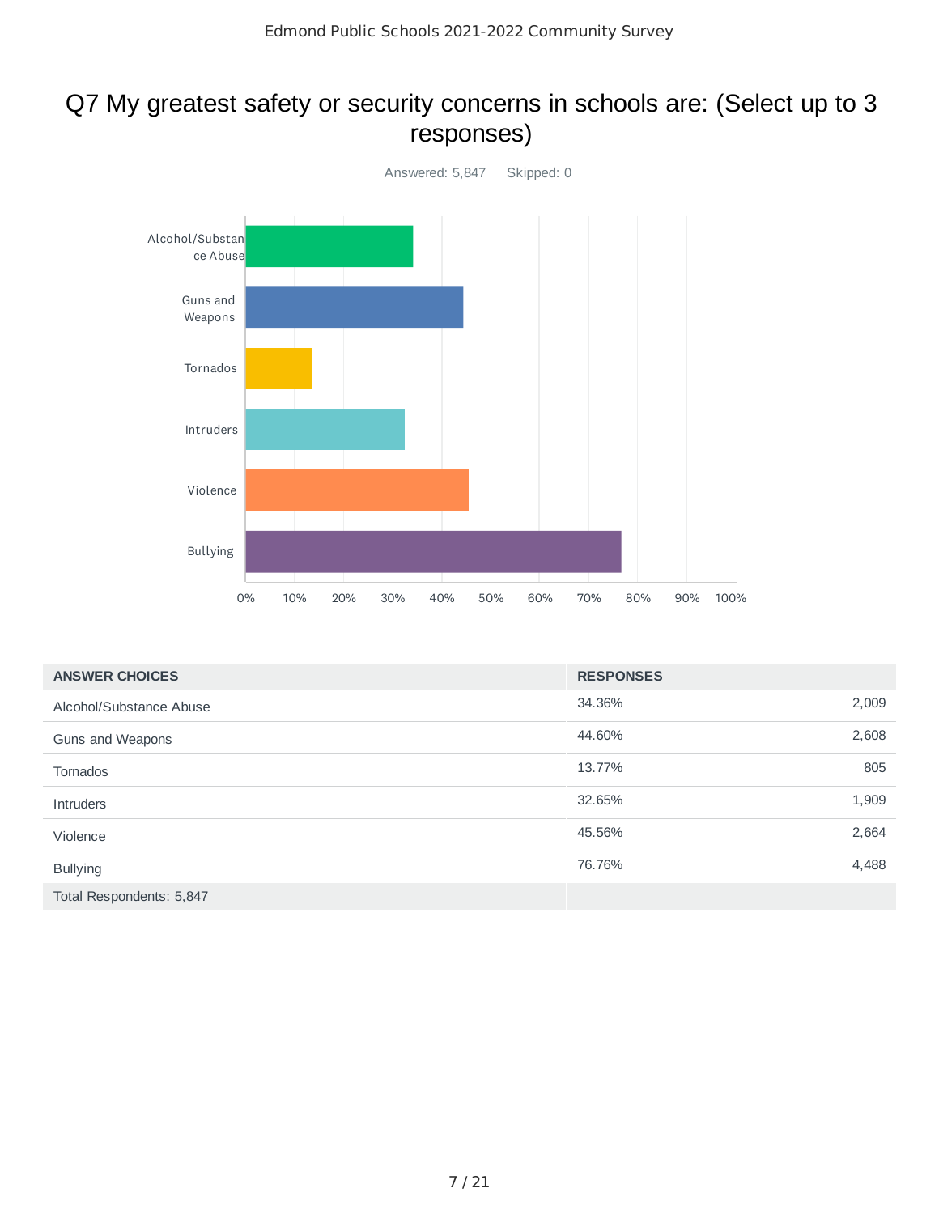## Q7 My greatest safety or security concerns in schools are: (Select up to 3 responses)

Answered: 5,847    Skipped: 0

| ANSWER CHOICES | RESPONSES | |
|---|---|---|
| Alcohol/Substance Abuse | 34.36% | 2,009 |
| Guns and Weapons | 44.60% | 2,608 |
| Tornados | 13.77% | 805 |
| Intruders | 32.65% | 1,909 |
| Violence | 45.56% | 2,664 |
| Bullying | 76.76% | 4,488 |
| Total Respondents: 5,847 | | |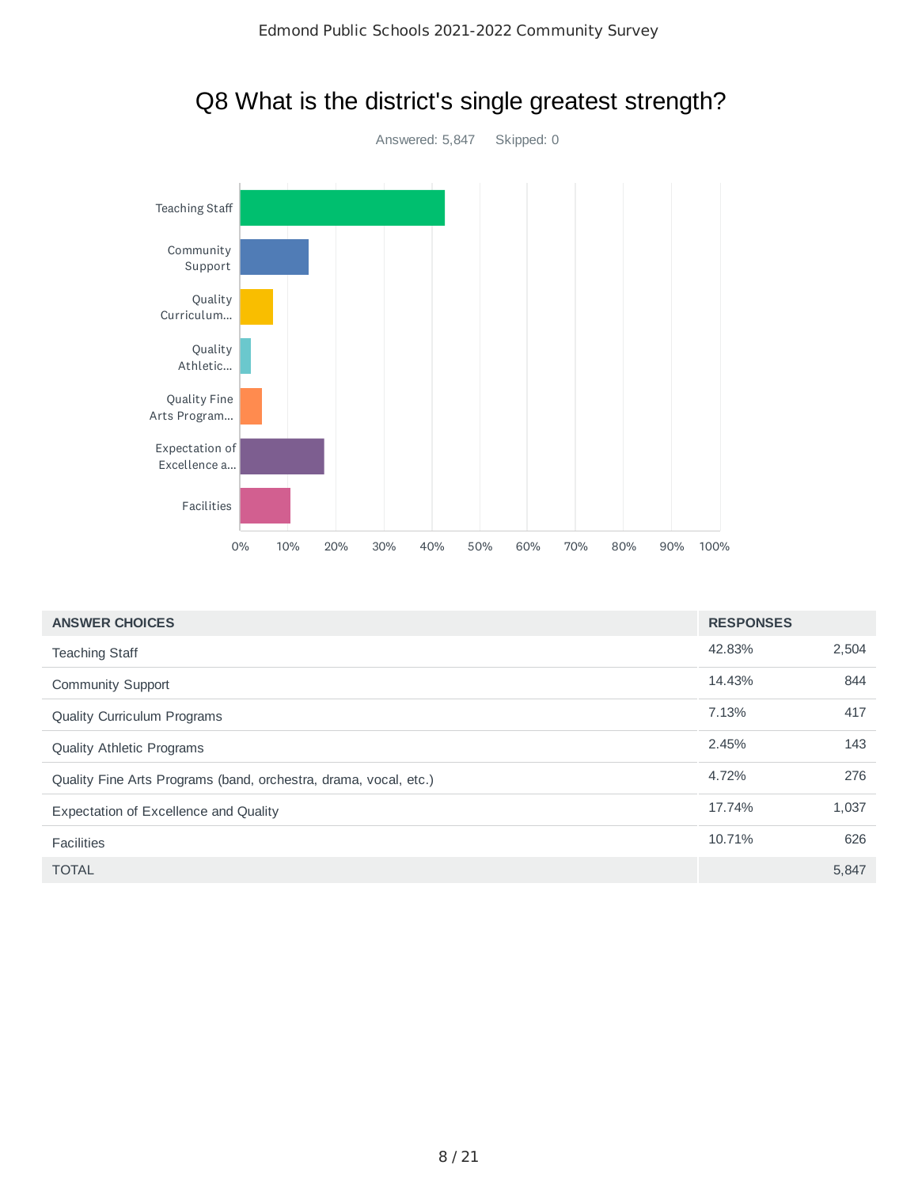# Q8 What is the district's single greatest strength?

Answered: 5,847 Skipped: 0

| ANSWER CHOICES | RESPONSES | |
|---|---|---|
| Teaching Staff | 42.83% | 2,504 |
| Community Support | 14.43% | 844 |
| Quality Curriculum Programs | 7.13% | 417 |
| Quality Athletic Programs | 2.45% | 143 |
| Quality Fine Arts Programs (band, orchestra, drama, vocal, etc.) | 4.72% | 276 |
| Expectation of Excellence and Quality | 17.74% | 1,037 |
| Facilities | 10.71% | 626 |
| TOTAL | | 5,847 |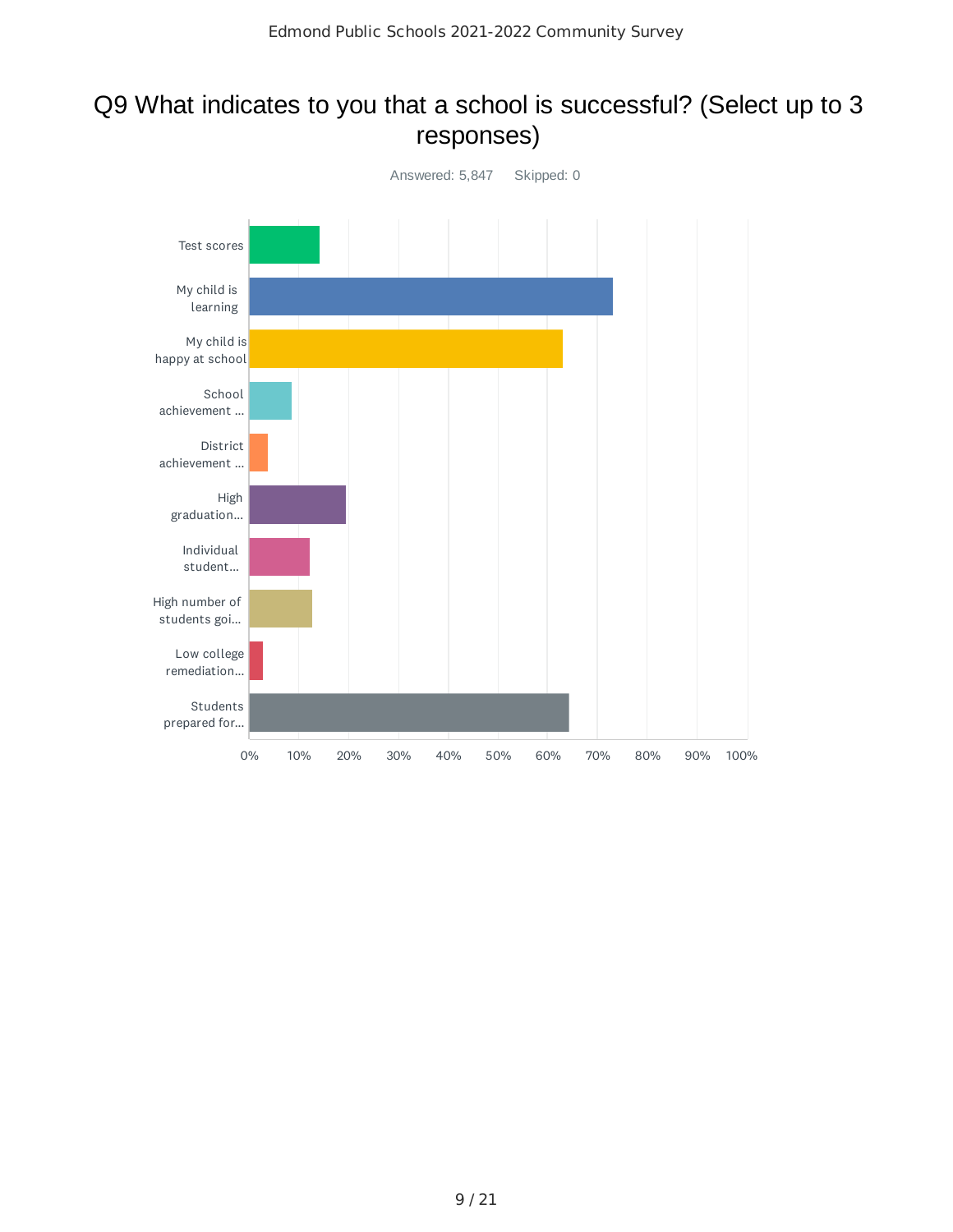## Q9 What indicates to you that a school is successful? (Select up to 3 responses)

Answered: 5,847    Skipped: 0

| Response | Approx. % |
| --- | --- |
| Test scores | 14% |
| My child is learning | 73% |
| My child is happy at school | 63% |
| School achievement ... | 9% |
| District achievement ... | 4% |
| High graduation... | 19% |
| Individual student... | 12% |
| High number of students goi... | 13% |
| Low college remediation... | 3% |
| Students prepared for... | 64% |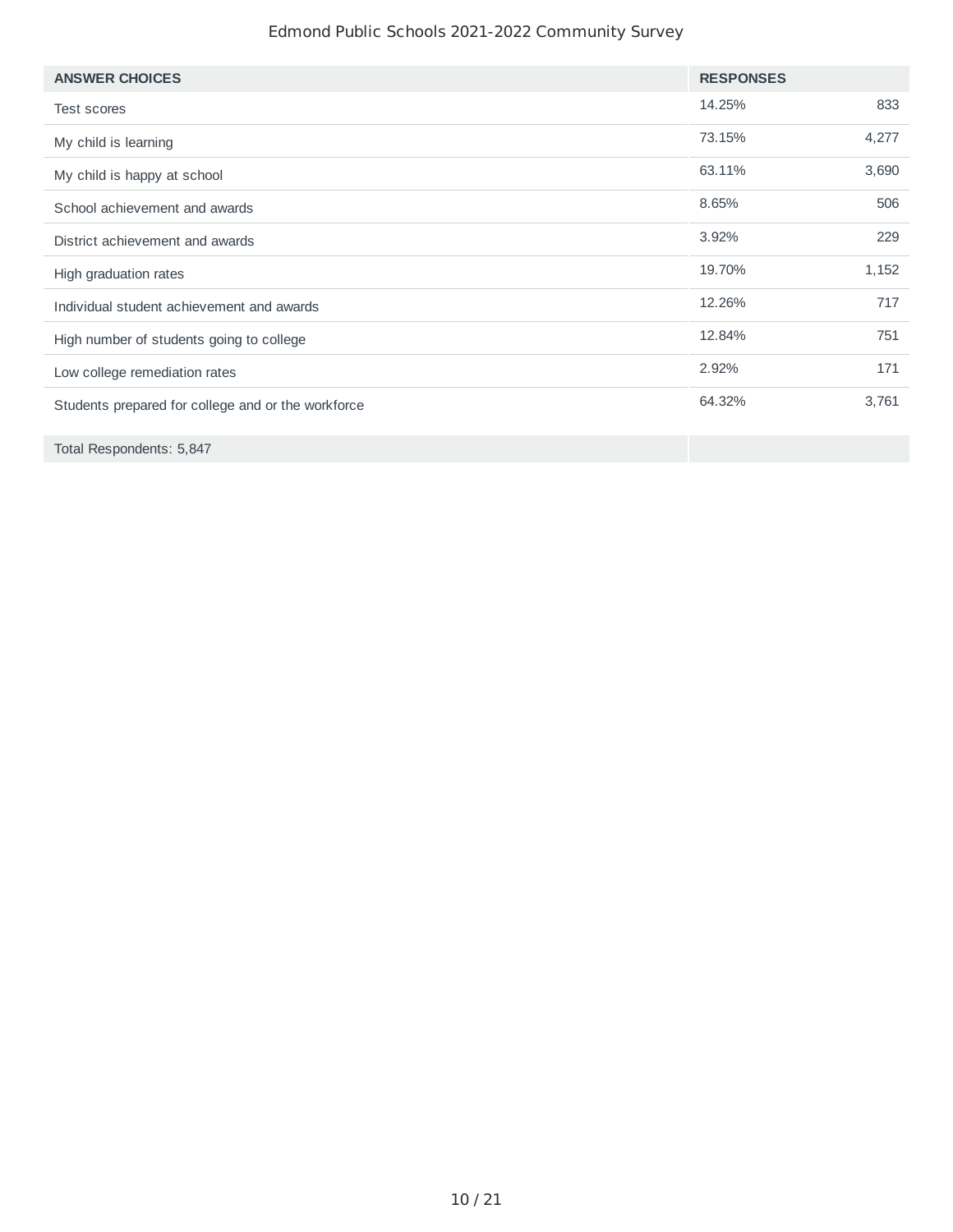| ANSWER CHOICES | RESPONSES | |
|---|---|---|
| Test scores | 14.25% | 833 |
| My child is learning | 73.15% | 4,277 |
| My child is happy at school | 63.11% | 3,690 |
| School achievement and awards | 8.65% | 506 |
| District achievement and awards | 3.92% | 229 |
| High graduation rates | 19.70% | 1,152 |
| Individual student achievement and awards | 12.26% | 717 |
| High number of students going to college | 12.84% | 751 |
| Low college remediation rates | 2.92% | 171 |
| Students prepared for college and or the workforce | 64.32% | 3,761 |
| Total Respondents: 5,847 | | |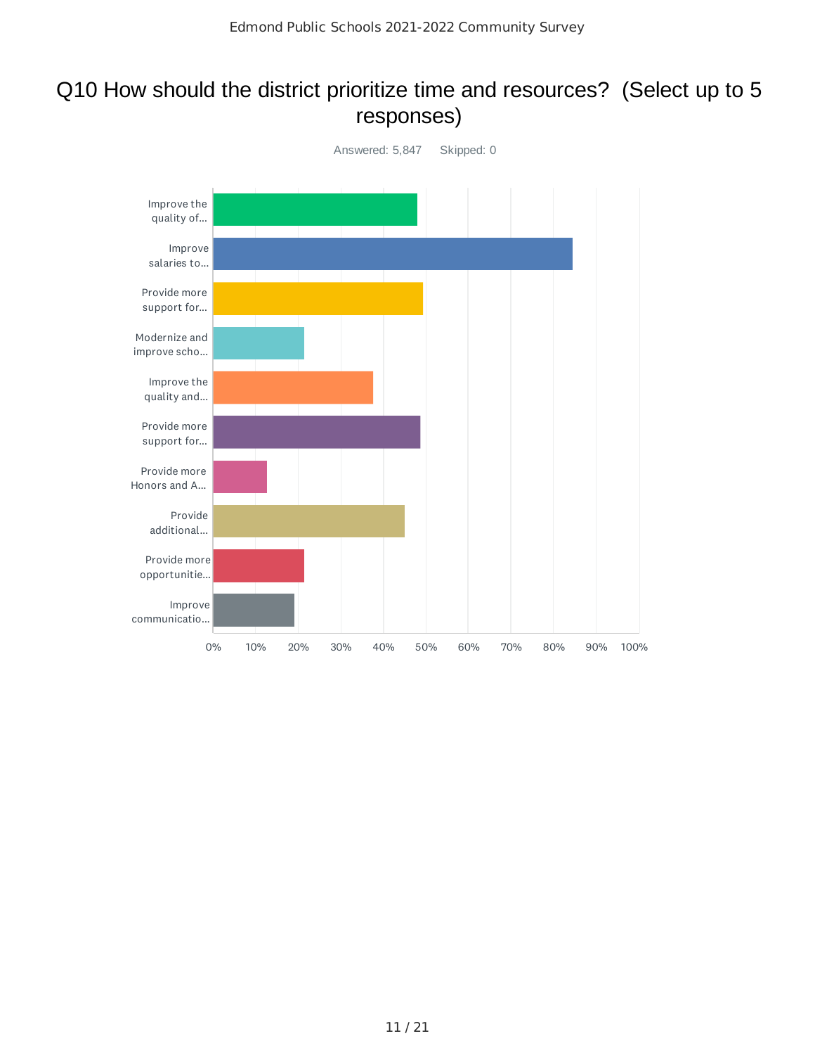# Q10 How should the district prioritize time and resources? (Select up to 5 responses)

Answered: 5,847 Skipped: 0

| Answer choice | Approximate response |
|---|---|
| Improve the quality of... | ~48% |
| Improve salaries to... | ~84% |
| Provide more support for... | ~49% |
| Modernize and improve scho... | ~21% |
| Improve the quality and... | ~37% |
| Provide more support for... | ~49% |
| Provide more Honors and A... | ~13% |
| Provide additional... | ~45% |
| Provide more opportunitie... | ~21% |
| Improve communicatio... | ~19% |

Axis: 0% 10% 20% 30% 40% 50% 60% 70% 80% 90% 100%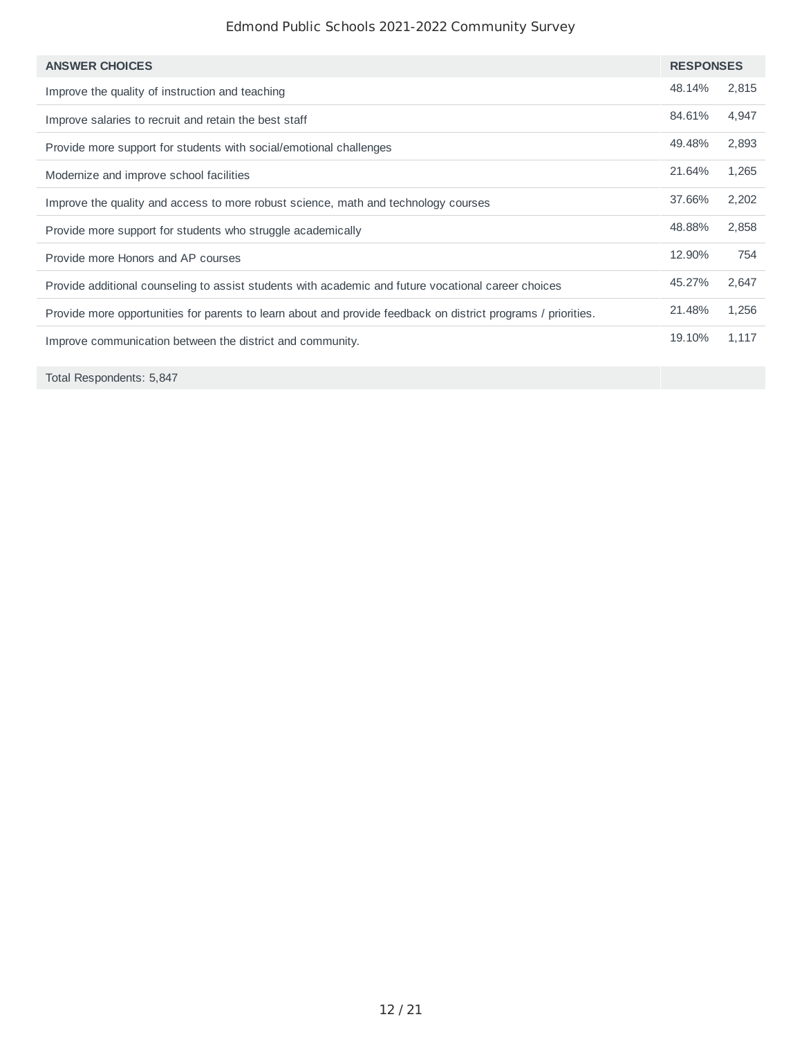| ANSWER CHOICES | RESPONSES | |
|---|---|---|
| Improve the quality of instruction and teaching | 48.14% | 2,815 |
| Improve salaries to recruit and retain the best staff | 84.61% | 4,947 |
| Provide more support for students with social/emotional challenges | 49.48% | 2,893 |
| Modernize and improve school facilities | 21.64% | 1,265 |
| Improve the quality and access to more robust science, math and technology courses | 37.66% | 2,202 |
| Provide more support for students who struggle academically | 48.88% | 2,858 |
| Provide more Honors and AP courses | 12.90% | 754 |
| Provide additional counseling to assist students with academic and future vocational career choices | 45.27% | 2,647 |
| Provide more opportunities for parents to learn about and provide feedback on district programs / priorities. | 21.48% | 1,256 |
| Improve communication between the district and community. | 19.10% | 1,117 |
| Total Respondents: 5,847 | | |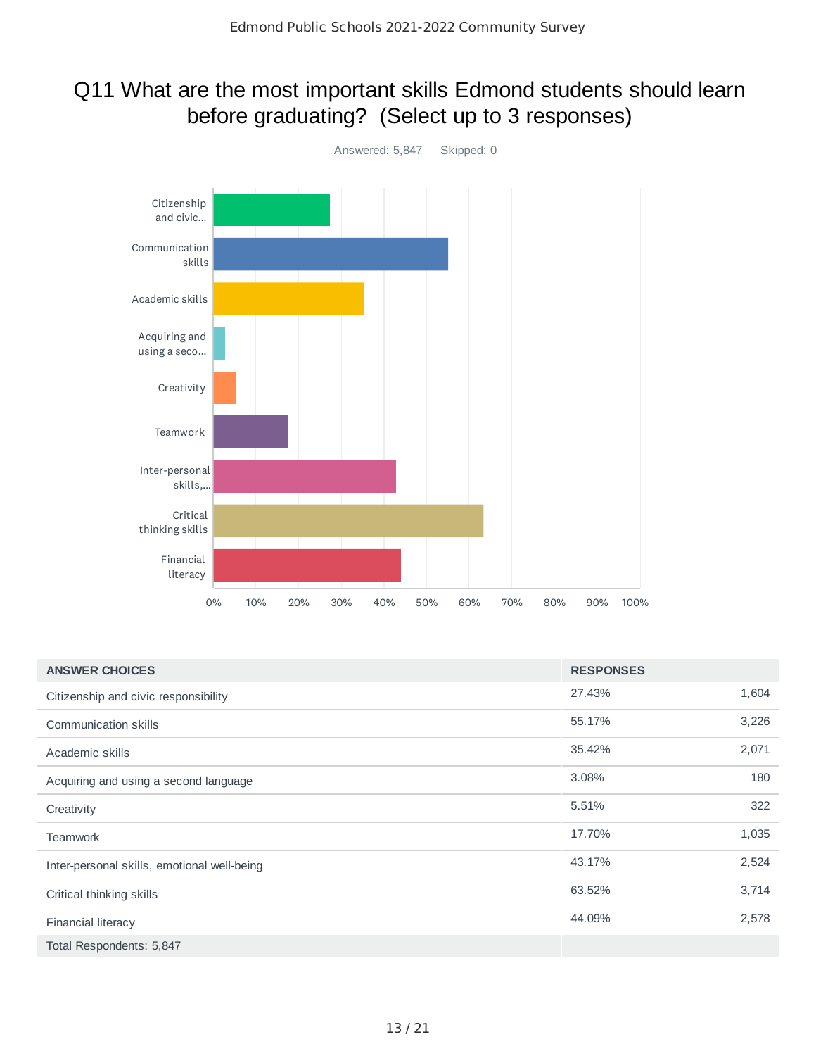## Q11 What are the most important skills Edmond students should learn before graduating? (Select up to 3 responses)

Answered: 5,847 Skipped: 0

| ANSWER CHOICES | RESPONSES | |
|---|---|---|
| Citizenship and civic responsibility | 27.43% | 1,604 |
| Communication skills | 55.17% | 3,226 |
| Academic skills | 35.42% | 2,071 |
| Acquiring and using a second language | 3.08% | 180 |
| Creativity | 5.51% | 322 |
| Teamwork | 17.70% | 1,035 |
| Inter-personal skills, emotional well-being | 43.17% | 2,524 |
| Critical thinking skills | 63.52% | 3,714 |
| Financial literacy | 44.09% | 2,578 |
| Total Respondents: 5,847 | | |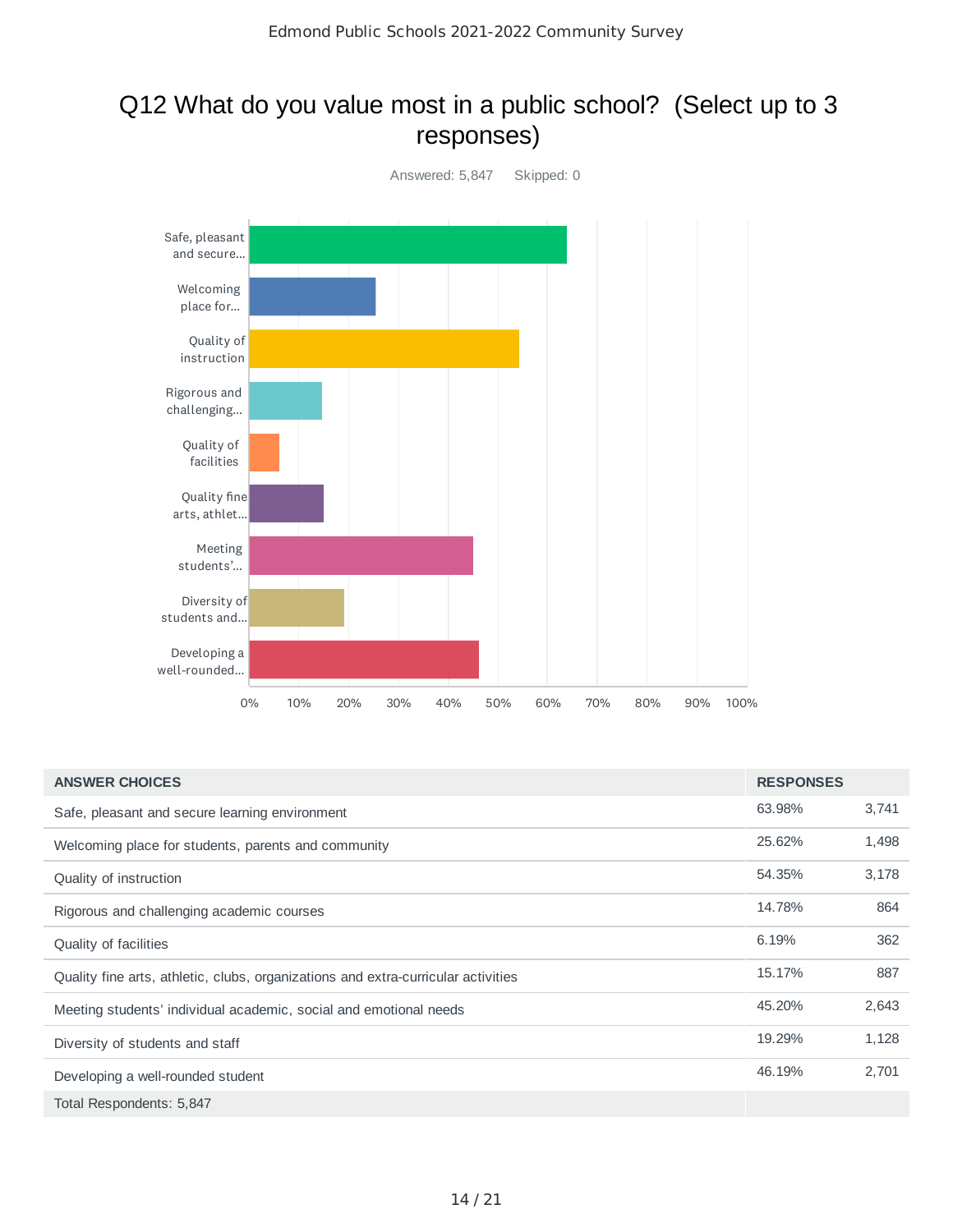# Q12 What do you value most in a public school? (Select up to 3 responses)

Answered: 5,847 Skipped: 0

| ANSWER CHOICES | RESPONSES | |
|---|---|---|
| Safe, pleasant and secure learning environment | 63.98% | 3,741 |
| Welcoming place for students, parents and community | 25.62% | 1,498 |
| Quality of instruction | 54.35% | 3,178 |
| Rigorous and challenging academic courses | 14.78% | 864 |
| Quality of facilities | 6.19% | 362 |
| Quality fine arts, athletic, clubs, organizations and extra-curricular activities | 15.17% | 887 |
| Meeting students' individual academic, social and emotional needs | 45.20% | 2,643 |
| Diversity of students and staff | 19.29% | 1,128 |
| Developing a well-rounded student | 46.19% | 2,701 |
| Total Respondents: 5,847 | | |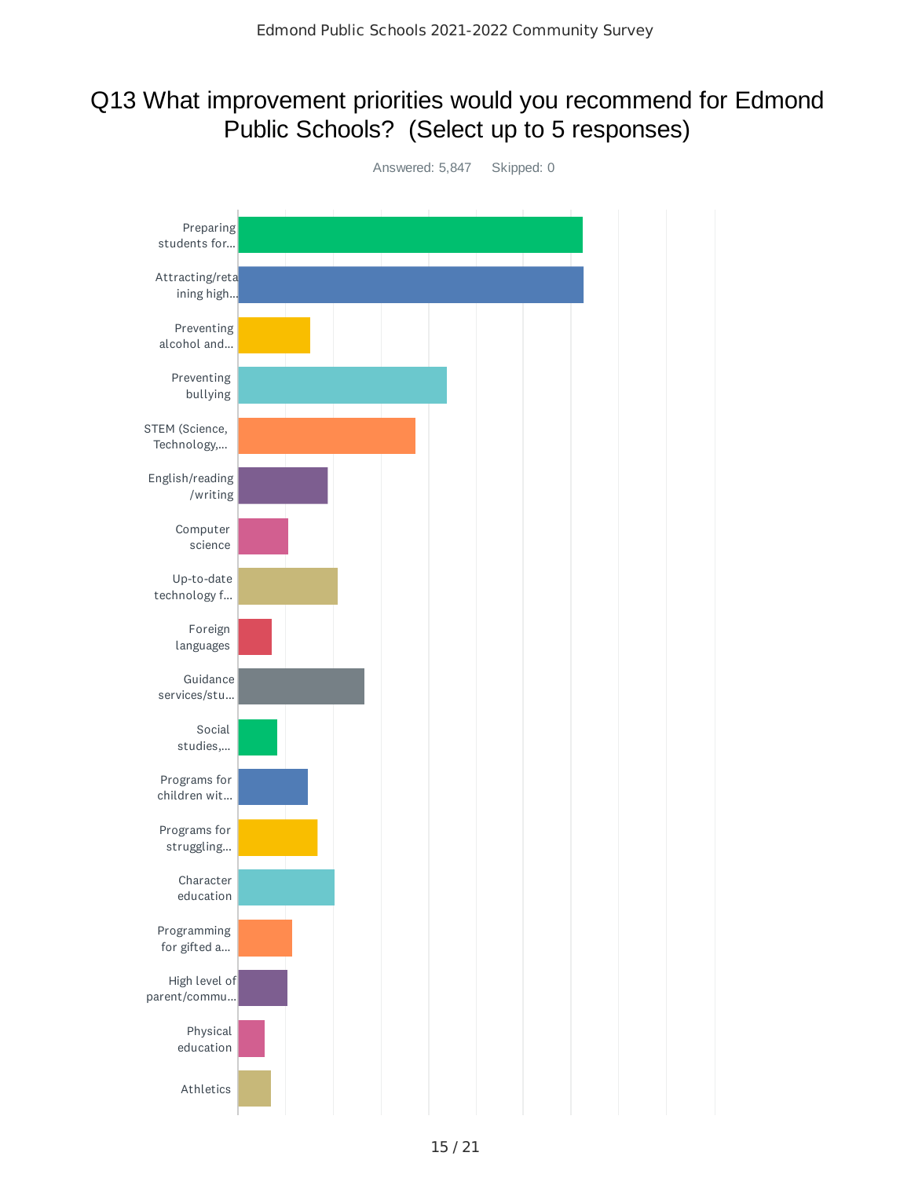# Q13 What improvement priorities would you recommend for Edmond Public Schools? (Select up to 5 responses)

Answered: 5,847 Skipped: 0

- Preparing students for...
- Attracting/retaining high...
- Preventing alcohol and...
- Preventing bullying
- STEM (Science, Technology,...
- English/reading/writing
- Computer science
- Up-to-date technology f...
- Foreign languages
- Guidance services/stu...
- Social studies,...
- Programs for children wit...
- Programs for struggling...
- Character education
- Programming for gifted a...
- High level of parent/commu...
- Physical education
- Athletics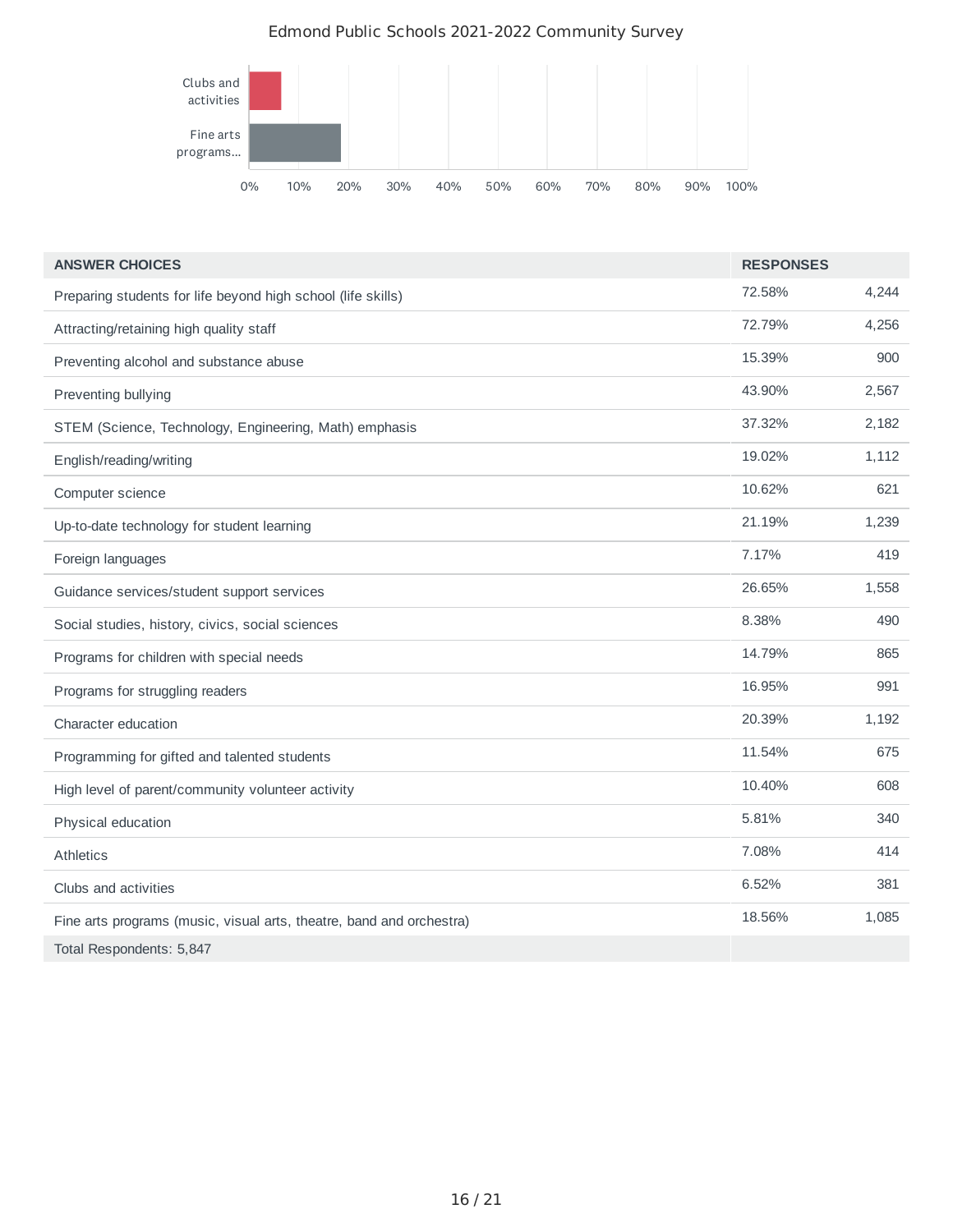Edmond Public Schools 2021-2022 Community Survey

| ANSWER CHOICES | RESPONSES | |
|---|---|---|
| Preparing students for life beyond high school (life skills) | 72.58% | 4,244 |
| Attracting/retaining high quality staff | 72.79% | 4,256 |
| Preventing alcohol and substance abuse | 15.39% | 900 |
| Preventing bullying | 43.90% | 2,567 |
| STEM (Science, Technology, Engineering, Math) emphasis | 37.32% | 2,182 |
| English/reading/writing | 19.02% | 1,112 |
| Computer science | 10.62% | 621 |
| Up-to-date technology for student learning | 21.19% | 1,239 |
| Foreign languages | 7.17% | 419 |
| Guidance services/student support services | 26.65% | 1,558 |
| Social studies, history, civics, social sciences | 8.38% | 490 |
| Programs for children with special needs | 14.79% | 865 |
| Programs for struggling readers | 16.95% | 991 |
| Character education | 20.39% | 1,192 |
| Programming for gifted and talented students | 11.54% | 675 |
| High level of parent/community volunteer activity | 10.40% | 608 |
| Physical education | 5.81% | 340 |
| Athletics | 7.08% | 414 |
| Clubs and activities | 6.52% | 381 |
| Fine arts programs (music, visual arts, theatre, band and orchestra) | 18.56% | 1,085 |
| Total Respondents: 5,847 | | |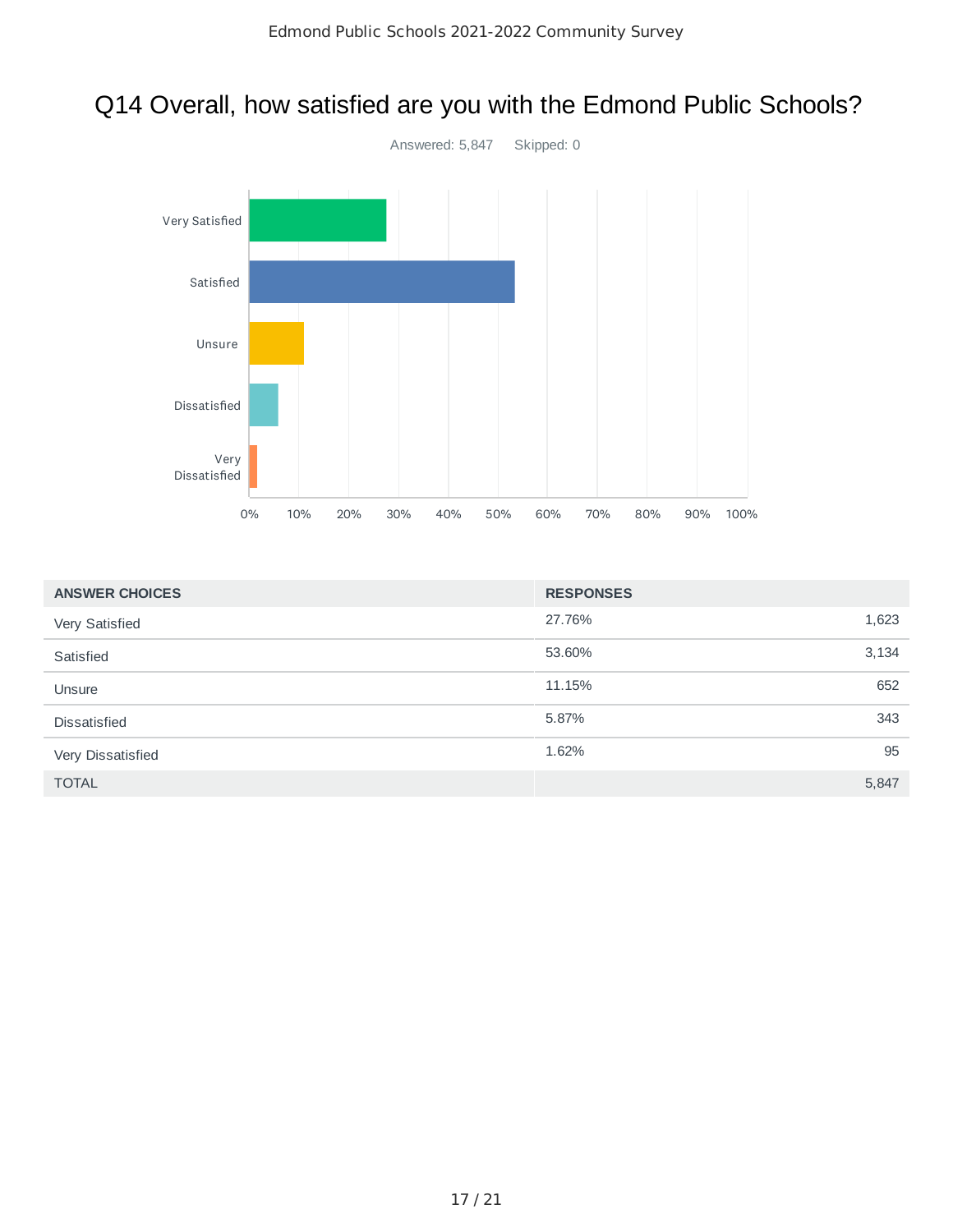# Q14 Overall, how satisfied are you with the Edmond Public Schools?

Answered: 5,847 Skipped: 0

| ANSWER CHOICES | RESPONSES | |
|---|---|---|
| Very Satisfied | 27.76% | 1,623 |
| Satisfied | 53.60% | 3,134 |
| Unsure | 11.15% | 652 |
| Dissatisfied | 5.87% | 343 |
| Very Dissatisfied | 1.62% | 95 |
| TOTAL | | 5,847 |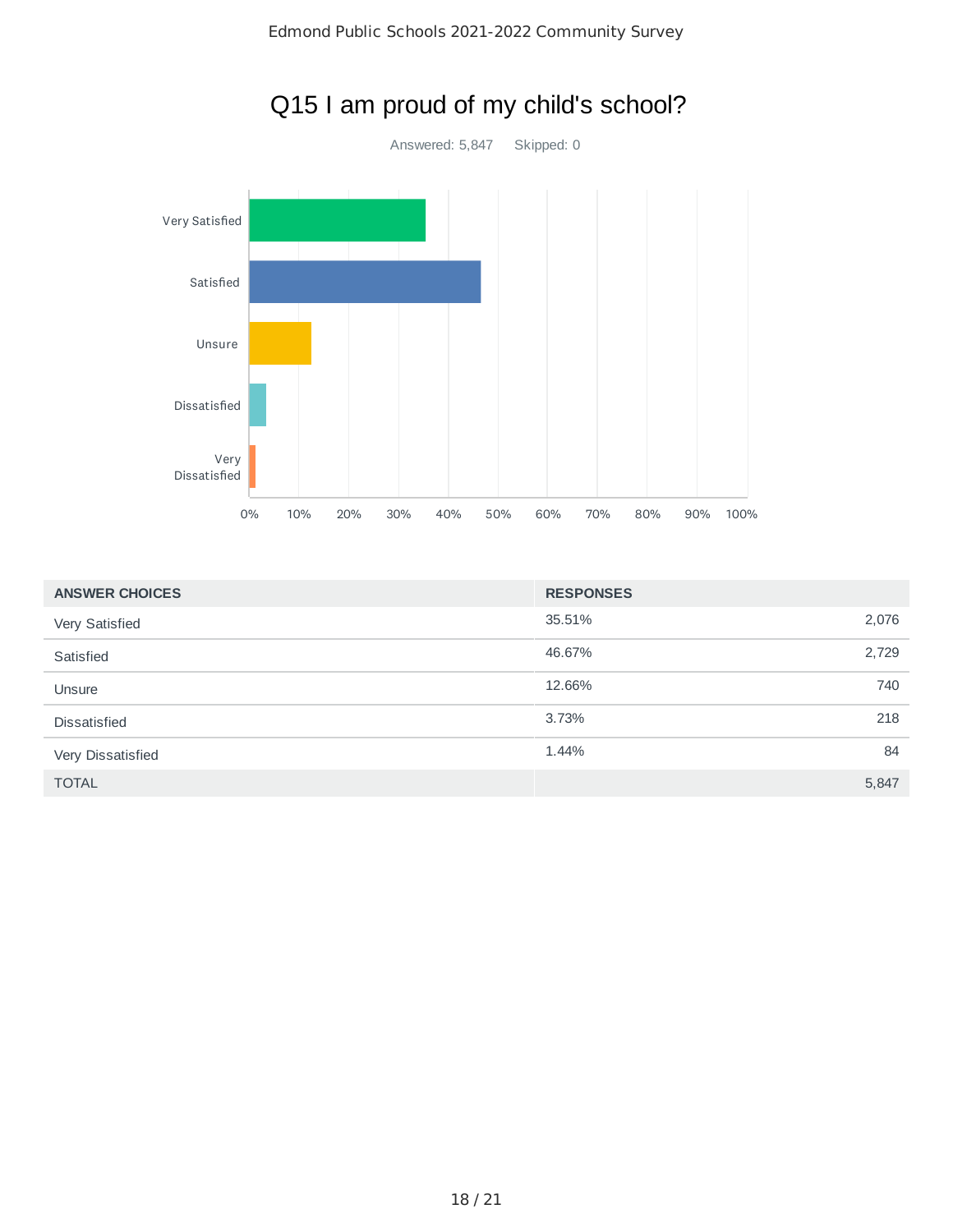# Q15 I am proud of my child's school?

Answered: 5,847    Skipped: 0

| ANSWER CHOICES | RESPONSES | |
|---|---|---|
| Very Satisfied | 35.51% | 2,076 |
| Satisfied | 46.67% | 2,729 |
| Unsure | 12.66% | 740 |
| Dissatisfied | 3.73% | 218 |
| Very Dissatisfied | 1.44% | 84 |
| TOTAL | | 5,847 |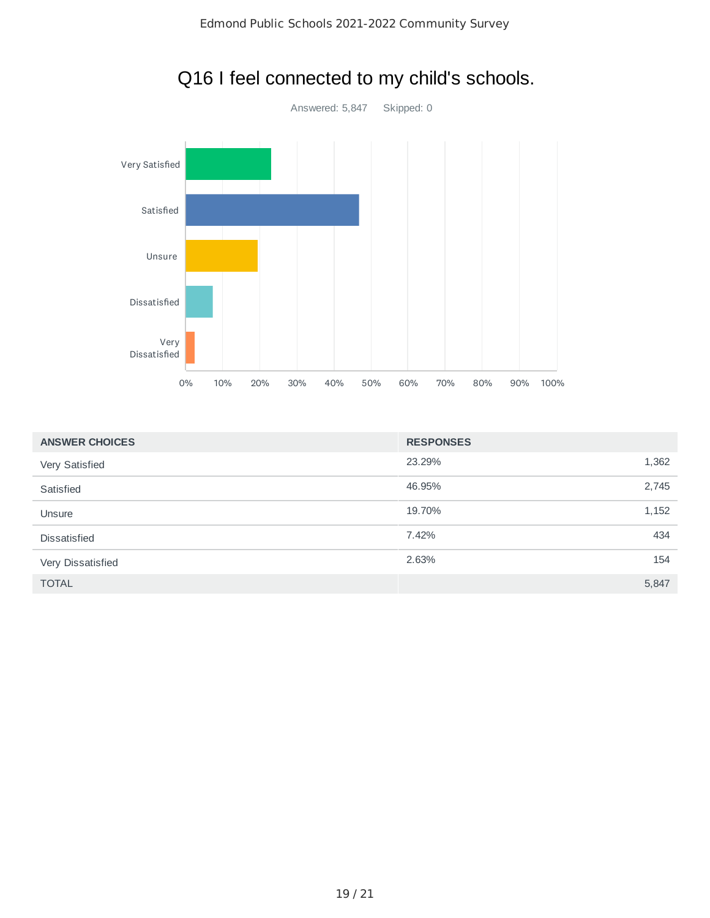# Q16 I feel connected to my child's schools.

Answered: 5,847 Skipped: 0

| ANSWER CHOICES | RESPONSES | |
|---|---|---|
| Very Satisfied | 23.29% | 1,362 |
| Satisfied | 46.95% | 2,745 |
| Unsure | 19.70% | 1,152 |
| Dissatisfied | 7.42% | 434 |
| Very Dissatisfied | 2.63% | 154 |
| TOTAL | | 5,847 |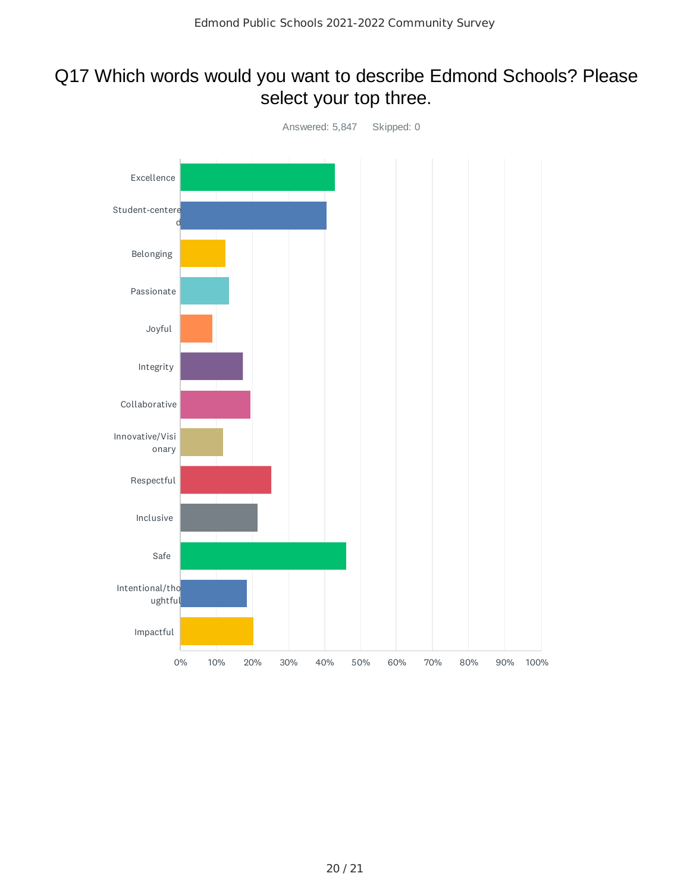# Q17 Which words would you want to describe Edmond Schools? Please select your top three.

Answered: 5,847 Skipped: 0

| Answer choice |
| --- |
| Excellence |
| Student-centered |
| Belonging |
| Passionate |
| Joyful |
| Integrity |
| Collaborative |
| Innovative/Visionary |
| Respectful |
| Inclusive |
| Safe |
| Intentional/thoughtful |
| Impactful |

0% 10% 20% 30% 40% 50% 60% 70% 80% 90% 100%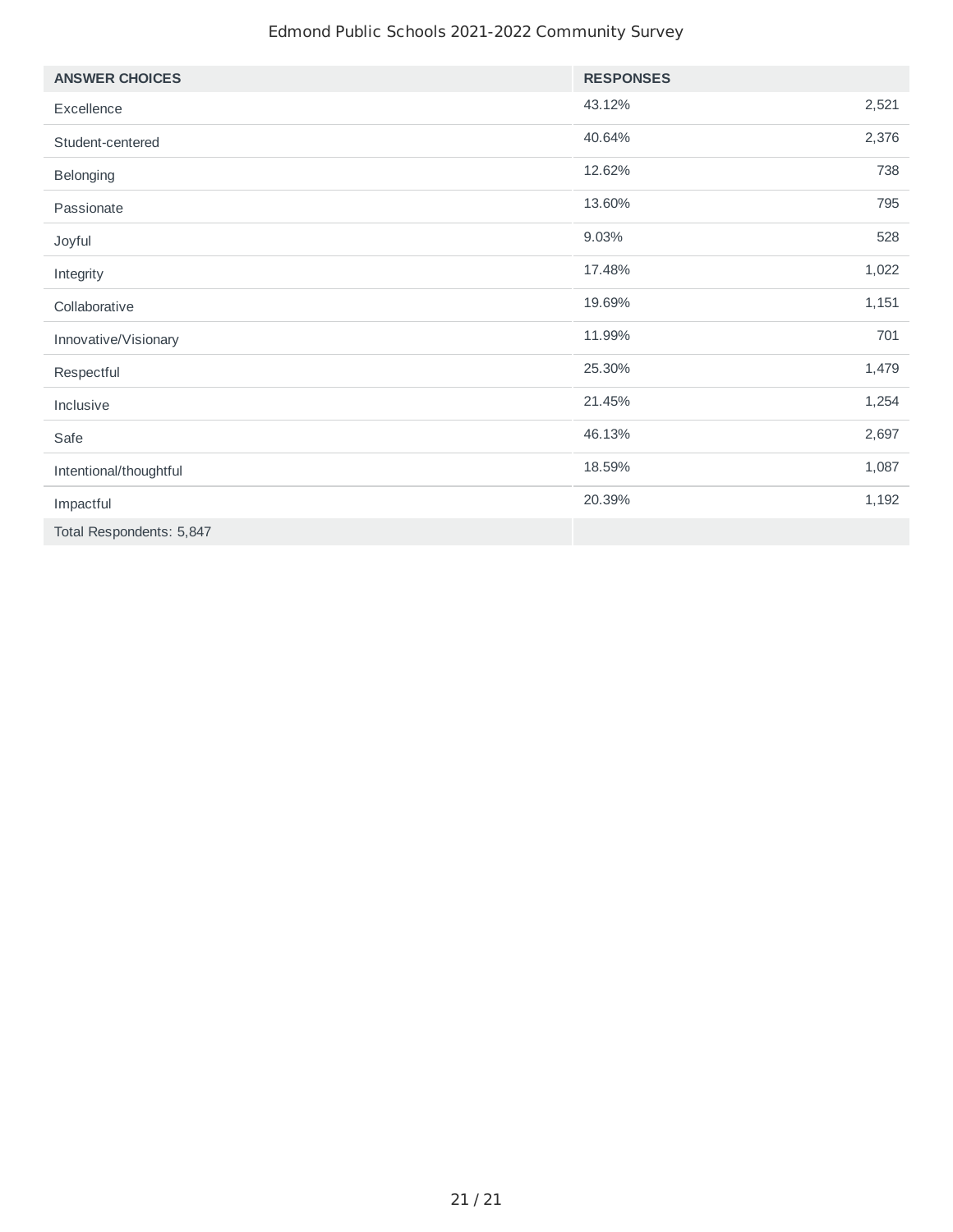| ANSWER CHOICES | RESPONSES | |
|---|---|---|
| Excellence | 43.12% | 2,521 |
| Student-centered | 40.64% | 2,376 |
| Belonging | 12.62% | 738 |
| Passionate | 13.60% | 795 |
| Joyful | 9.03% | 528 |
| Integrity | 17.48% | 1,022 |
| Collaborative | 19.69% | 1,151 |
| Innovative/Visionary | 11.99% | 701 |
| Respectful | 25.30% | 1,479 |
| Inclusive | 21.45% | 1,254 |
| Safe | 46.13% | 2,697 |
| Intentional/thoughtful | 18.59% | 1,087 |
| Impactful | 20.39% | 1,192 |
| Total Respondents: 5,847 | | |